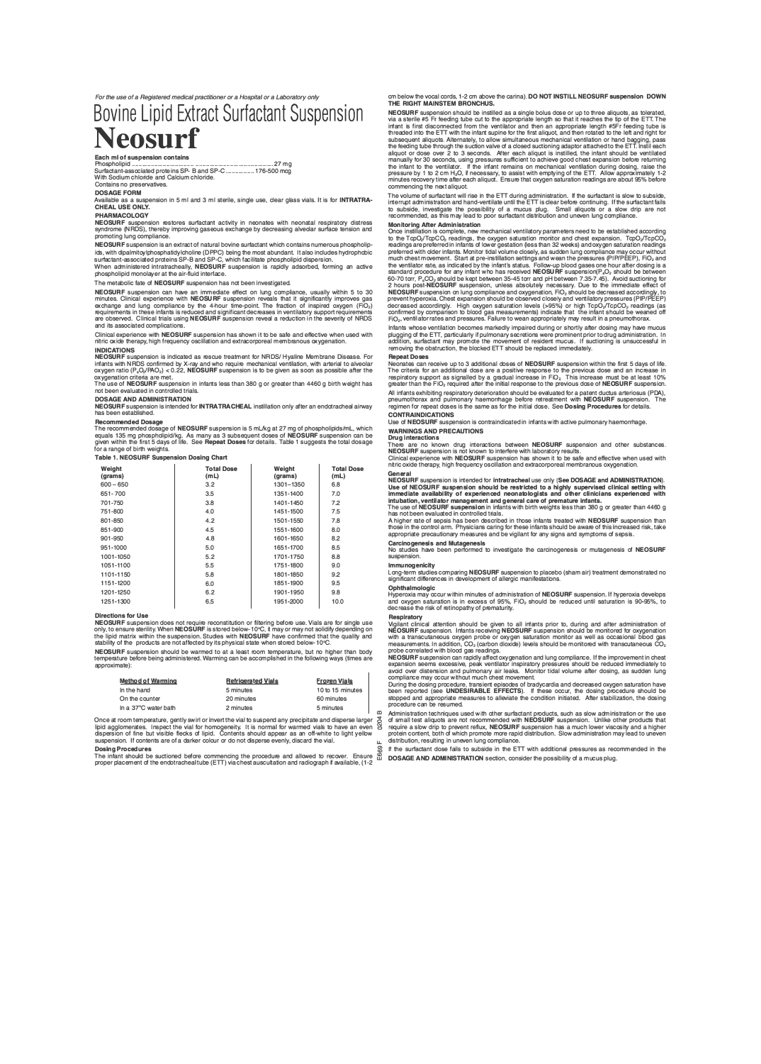*For the use of a Registered medical practitioner or a Hospital or a Laboratory only*

# Bovine Lipid Extract Surfactant Suspension

# Neosurf

**Each ml of suspension contains**

Phospholipid ............................................................................ 27 mg
Surfactant-associated proteins SP- B and SP-C ................ 176-500 mcg
With Sodium chloride and Calcium chloride.
Contains no preservatives.

**DOSAGE FORM**

Available as a suspension in 5 ml and 3 ml sterile, single use, clear glass vials. It is for **INTRATRACHEAL USE ONLY.**

**PHARMACOLOGY**

**NEOSURF** suspension restores surfactant activity in neonates with neonatal respiratory distress syndrome (NRDS), thereby improving gaseous exchange by decreasing alveolar surface tension and promoting lung compliance.

**NEOSURF** suspension is an extract of natural bovine surfactant which contains numerous phospholipids, with dipalmitoylphosphatidylcholine (DPPC) being the most abundant. It also includes hydrophobic surfactant-associated proteins SP-B and SP-C, which facilitate phospholipid dispersion.

When administered intratracheally, **NEOSURF** suspension is rapidly adsorbed, forming an active phospholipid monolayer at the air-fluid interface.

The metabolic fate of **NEOSURF** suspension has not been investigated.

**NEOSURF** suspension can have an immediate effect on lung compliance, usually within 5 to 30 minutes. Clinical experience with **NEOSURF** suspension reveals that it significantly improves gas exchange and lung compliance by the 4-hour time-point. The fraction of inspired oxygen ($FiO_2$) requirements in these infants is reduced and significant decreases in ventilatory support requirements are observed. Clinical trials using **NEOSURF** suspension reveal a reduction in the severity of NRDS and its associated complications.

Clinical experience with **NEOSURF** suspension has shown it to be safe and effective when used with nitric oxide therapy, high frequency oscillation and extracorporeal membranous oxygenation.

**INDICATIONS**

**NEOSURF** suspension is indicated as rescue treatment for NRDS/ Hyaline Membrane Disease. For infants with NRDS confirmed by X-ray and who require mechanical ventilation, with arterial to alveolar oxygen ratio ($P_aO_2/PAO_2$) < 0.22, **NEOSURF** suspension is to be given as soon as possible after the oxygenation criteria are met.

The use of **NEOSURF** suspension in infants less than 380 g or greater than 4460 g birth weight has not been evaluated in controlled trials.

**DOSAGE AND ADMINISTRATION**

**NEOSURF** suspension is intended for **INTRATRACHEAL** instillation only after an endotracheal airway has been established.

**Recommended Dosage**

The recommended dosage of **NEOSURF** suspension is 5 mL/kg at 27 mg of phospholipids/mL, which equals 135 mg phospholipid/kg. As many as 3 subsequent doses of **NEOSURF** suspension can be given within the first 5 days of life. See **Repeat Doses** for details. Table 1 suggests the total dosage for a range of birth weights.

**Table 1. NEOSURF Suspension Dosing Chart**

| Weight (grams) | Total Dose (mL) | Weight (grams) | Total Dose (mL) |
|---|---|---|---|
| 600 – 650 | 3.2 | 1301–1350 | 6.8 |
| 651- 700 | 3.5 | 1351-1400 | 7.0 |
| 701-750 | 3.8 | 1401-1450 | 7.2 |
| 751-800 | 4.0 | 1451-1500 | 7.5 |
| 801-850 | 4.2 | 1501-1550 | 7.8 |
| 851-900 | 4.5 | 1551-1600 | 8.0 |
| 901-950 | 4.8 | 1601-1650 | 8.2 |
| 951-1000 | 5.0 | 1651-1700 | 8.5 |
| 1001-1050 | 5.2 | 1701-1750 | 8.8 |
| 1051-1100 | 5.5 | 1751-1800 | 9.0 |
| 1101-1150 | 5.8 | 1801-1850 | 9.2 |
| 1151-1200 | 6.0 | 1851-1900 | 9.5 |
| 1201-1250 | 6.2 | 1901-1950 | 9.8 |
| 1251-1300 | 6.5 | 1951-2000 | 10.0 |

**Directions for Use**

**NEOSURF** suspension does not require reconstitution or filtering before use. Vials are for single use only, to ensure sterility. When **NEOSURF** is stored below-10°C, it may or may not solidify depending on the lipid matrix within the suspension. Studies with **NEOSURF** have confirmed that the quality and stability of the products are not affected by its physical state when stored below-10°C.

**NEOSURF** suspension should be warmed to at least room temperature, but no higher than body temperature before being administered. Warming can be accomplished in the following ways (times are approximate):

| Method of Warming | Refrigerated Vials | Frozen Vials |
|---|---|---|
| In the hand | 5 minutes | 10 to 15 minutes |
| On the counter | 20 minutes | 60 minutes |
| In a 37°C water bath | 2 minutes | 5 minutes |

Once at room temperature, gently swirl or invert the vial to suspend any precipitate and disperse larger lipid agglomerates. Inspect the vial for homogeneity. It is normal for warmed vials to have an even dispersion of fine but visible flecks of lipid. Contents should appear as an off-white to light yellow suspension. If contents are of a darker colour or do not disperse evenly, discard the vial.

**Dosing Procedures**

The infant should be suctioned before commencing the procedure and allowed to recover. Ensure proper placement of the endotracheal tube (ETT) via chest auscultation and radiograph if available, (1-2 cm below the vocal cords, 1-2 cm above the carina). **DO NOT INSTILL NEOSURF suspension DOWN THE RIGHT MAINSTEM BRONCHUS.**

**NEOSURF** suspension should be instilled as a single bolus dose or up to three aliquots, as tolerated, via a sterile #5 Fr feeding tube cut to the appropriate length so that it reaches the tip of the ETT. The infant is first disconnected from the ventilator and then an appropriate length #5Fr feeding tube is threaded into the ETT with the infant supine for the first aliquot, and then rotated to the left and right for subsequent aliquots. Alternately, to allow simultaneous mechanical ventilation or hand bagging, pass the feeding tube through the suction valve of a closed suctioning adaptor attached to the ETT. Instill each aliquot or dose over 2 to 3 seconds. After each aliquot is instilled, the infant should be ventilated manually for 30 seconds, using pressures sufficient to achieve good chest expansion before returning the infant to the ventilator. If the infant remains on mechanical ventilation during dosing, raise the pressure by 1 to 2 cm $H_2O$, if necessary, to assist with emptying of the ETT. Allow approximately 1-2 minutes recovery time after each aliquot. Ensure that oxygen saturation readings are about 95% before commencing the next aliquot.

The volume of surfactant will rise in the ETT during administration. If the surfactant is slow to subside, interrupt administration and hand-ventilate until the ETT is clear before continuing. If the surfactant fails to subside, investigate the possibility of a mucus plug. Small aliquots or a slow drip are not recommended, as this may lead to poor surfactant distribution and uneven lung compliance.

**Monitoring After Administration**

Once instillation is complete, new mechanical ventilatory parameters need to be established according to the $TcpO_2/TcpCO_2$ readings, the oxygen saturation monitor and chest expansion. $TcpO_2/TcpCO_2$ readings are preferred in infants of lower gestation (less than 32 weeks) and oxygen saturation readings preferred with older infants. Monitor tidal volume closely, as sudden lung compliance may occur without much chest movement. Start at pre-instillation settings and wean the pressures (PIP/PEEP), $FiO_2$ and the ventilator rate, as indicated by the infant's status. Follow-up blood gases one hour after dosing is a standard procedure for any infant who has received **NEOSURF** suspension($P_aO_2$ should be between 60-70 torr, $P_aCO_2$ should be kept between 35-45 torr and pH between 7.35-7.45). Avoid suctioning for 2 hours post-**NEOSURF** suspension, unless absolutely necessary. Due to the immediate effect of **NEOSURF** suspension on lung compliance and oxygenation, $FiO_2$ should be decreased accordingly, to prevent hyperoxia. Chest expansion should be observed closely and ventilatory pressures (PIP/PEEP) decreased accordingly. High oxygen saturation levels (>95%) or high $TcpO_2/TcpCO_2$ readings (as confirmed by comparison to blood gas measurements) indicate that the infant should be weaned off $FiO_2$, ventilator rates and pressures. Failure to wean appropriately may result in a pneumothorax.

Infants whose ventilation becomes markedly impaired during or shortly after dosing may have mucus plugging of the ETT, particularly if pulmonary secretions were prominent prior to drug administration. In addition, surfactant may promote the movement of resident mucus. If suctioning is unsuccessful in removing the obstruction, the blocked ETT should be replaced immediately.

**Repeat Doses**

Neonates can receive up to 3 additional doses of **NEOSURF** suspension within the first 5 days of life. The criteria for an additional dose are a positive response to the previous dose and an increase in respiratory support as signalled by a gradual increase in $FiO_2$. This increase must be at least 10% greater than the $FiO_2$ required after the initial response to the previous dose of **NEOSURF** suspension.

All infants exhibiting respiratory deterioration should be evaluated for a patent ductus arteriosus (PDA), pneumothorax and pulmonary haemorrhage before retreatment with **NEOSURF** suspension. The regimen for repeat doses is the same as for the initial dose. See **Dosing Procedures** for details.

**CONTRAINDICATIONS**

Use of **NEOSURF** suspension is contraindicated in infants with active pulmonary haemorrhage.

**WARNINGS AND PRECAUTIONS**

**Drug interactions**

There are no known drug interactions between **NEOSURF** suspension and other substances. **NEOSURF** suspension is not known to interfere with laboratory results.

Clinical experience with **NEOSURF** suspension has shown it to be safe and effective when used with nitric oxide therapy, high frequency oscillation and extracorporeal membranous oxygenation.

**General**

**NEOSURF** suspension is intended for **Intratracheal** use only (**See DOSAGE and ADMINISTRATION**). **Use of NEOSURF suspension should be restricted to a highly supervised clinical setting with immediate availability of experienced neonatologists and other clinicians experienced with intubation, ventilator management and general care of premature infants.**

The use of **NEOSURF suspension** in infants with birth weights less than 380 g or greater than 4460 g has not been evaluated in controlled trials.

A higher rate of sepsis has been described in those infants treated with **NEOSURF** suspension than those in the control arm. Physicians caring for these infants should be aware of this increased risk, take appropriate precautionary measures and be vigilant for any signs and symptoms of sepsis.

**Carcinogenesis and Mutagenesis**

No studies have been performed to investigate the carcinogenesis or mutagenesis of **NEOSURF** suspension.

**Immunogenicity**

Long-term studies comparing **NEOSURF** suspension to placebo (sham air) treatment demonstrated no significant differences in development of allergic manifestations.

**Ophthalmologic**

Hyperoxia may occur within minutes of administration of **NEOSURF** suspension. If hyperoxia develops and oxygen saturation is in excess of 95%, $FiO_2$ should be reduced until saturation is 90-95%, to decrease the risk of retinopathy of prematurity.

**Respiratory**

Vigilant clinical attention should be given to all infants prior to, during and after administration of **NEOSURF** suspension. Infants receiving **NEOSURF** suspension should be monitored for oxygenation with a transcutaneous oxygen probe or oxygen saturation monitor as well as occasional blood gas measurements. In addition, $CO_2$ (carbon dioxide) levels should be monitored with transcutaneous $CO_2$ probe correlated with blood gas readings.

**NEOSURF** suspension can rapidly affect oxygenation and lung compliance. If the improvement in chest expansion seems excessive, peak ventilator inspiratory pressures should be reduced immediately to avoid over distension and pulmonary air leaks. Monitor tidal volume after dosing, as sudden lung compliance may occur without much chest movement.

During the dosing procedure, transient episodes of bradycardia and decreased oxygen saturation have been reported (see **UNDESIRABLE EFFECTS**). If these occur, the dosing procedure should be stopped and appropriate measures to alleviate the condition initiated. After stabilization, the dosing procedure can be resumed.

Administration techniques used with other surfactant products, such as slow administration or the use of small test aliquots are not recommended with **NEOSURF** suspension. Unlike other products that require a slow drip to prevent reflux, **NEOSURF** suspension has a much lower viscosity and a higher protein content, both of which promote more rapid distribution. Slow administration may lead to uneven distribution, resulting in uneven lung compliance.

If the surfactant dose fails to subside in the ETT with additional pressures as recommended in the **DOSAGE AND ADMINISTRATION** section, consider the possibility of a mucus plug.

E669 F 0204 B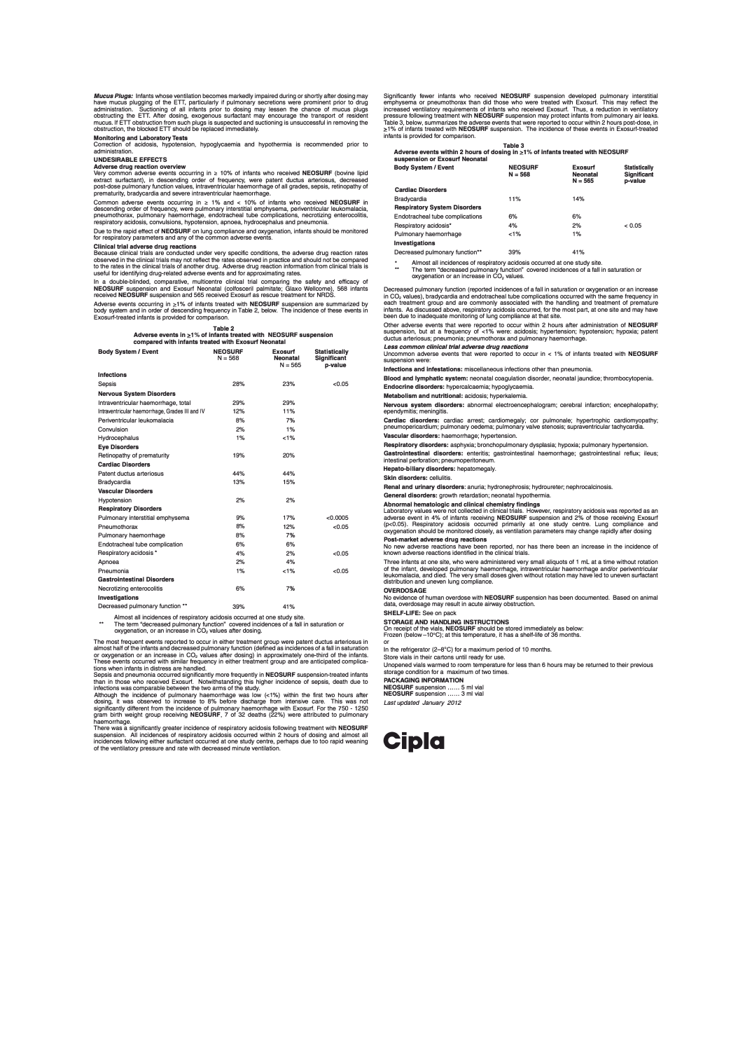***Mucus Plugs:*** Infants whose ventilation becomes markedly impaired during or shortly after dosing may have mucus plugging of the ETT, particularly if pulmonary secretions were prominent prior to drug administration. Suctioning of all infants prior to dosing may lessen the chance of mucus plugs obstructing the ETT. After dosing, exogenous surfactant may encourage the transport of resident mucus. If ETT obstruction from such plugs is suspected and suctioning is unsuccessful in removing the obstruction, the blocked ETT should be replaced immediately.

**Monitoring and Laboratory Tests**

Correction of acidosis, hypotension, hypoglycaemia and hypothermia is recommended prior to administration.

**UNDESIRABLE EFFECTS**

**Adverse drug reaction overview**

Very common adverse events occurring in ≥ 10% of infants who received **NEOSURF** (bovine lipid extract surfactant), in descending order of frequency, were patent ductus arteriosus, decreased post-dose pulmonary function values, intraventricular haemorrhage of all grades, sepsis, retinopathy of prematurity, bradycardia and severe intraventricular haemorrhage.

Common adverse events occurring in ≥ 1% and < 10% of infants who received **NEOSURF** in descending order of frequency, were pulmonary interstitial emphysema, periventricular leukomalacia, pneumothorax, pulmonary haemorrhage, endotracheal tube complications, necrotizing enterocolitis, respiratory acidosis, convulsions, hypotension, apnoea, hydrocephalus and pneumonia.

Due to the rapid effect of **NEOSURF** on lung compliance and oxygenation, infants should be monitored for respiratory parameters and any of the common adverse events.

**Clinical trial adverse drug reactions**

Because clinical trials are conducted under very specific conditions, the adverse drug reaction rates observed in the clinical trials may not reflect the rates observed in practice and should not be compared to the rates in the clinical trials of another drug. Adverse drug reaction information from clinical trials is useful for identifying drug-related adverse events and for approximating rates.

In a double-blinded, comparative, multicentre clinical trial comparing the safety and efficacy of **NEOSURF** suspension and Exosurf Neonatal (colfosceril palmitate; Glaxo Wellcome), 568 infants received **NEOSURF** suspension and 565 received Exosurf as rescue treatment for NRDS.

Adverse events occurring in ≥1% of infants treated with **NEOSURF** suspension are summarized by body system and in order of descending frequency in Table 2, below. The incidence of these events in Exosurf-treated infants is provided for comparison.

**Table 2**

**Adverse events in ≥1% of infants treated with NEOSURF suspension compared with infants treated with Exosurf Neonatal**

| Body System / Event | NEOSURF N = 568 | Exosurf Neonatal N = 565 | Statistically Significant p-value |
|---|---|---|---|
| **Infections** | | | |
| Sepsis | 28% | 23% | <0.05 |
| **Nervous System Disorders** | | | |
| Intraventricular haemorrhage, total | 29% | 29% | |
| Intraventricular haemorrhage, Grades III and IV | 12% | 11% | |
| Periventricular leukomalacia | 8% | 7% | |
| Convulsion | 2% | 1% | |
| Hydrocephalus | 1% | <1% | |
| **Eye Disorders** | | | |
| Retinopathy of prematurity | 19% | 20% | |
| **Cardiac Disorders** | | | |
| Patent ductus arteriosus | 44% | 44% | |
| Bradycardia | 13% | 15% | |
| **Vascular Disorders** | | | |
| Hypotension | 2% | 2% | |
| **Respiratory Disorders** | | | |
| Pulmonary interstitial emphysema | 9% | 17% | <0.0005 |
| Pneumothorax | 8% | 12% | <0.05 |
| Pulmonary haemorrhage | 8% | 7% | |
| Endotracheal tube complication | 6% | 6% | |
| Respiratory acidosis * | 4% | 2% | <0.05 |
| Apnoea | 2% | 4% | |
| Pneumonia | 1% | <1% | <0.05 |
| **Gastrointestinal Disorders** | | | |
| Necrotizing enterocolitis | 6% | 7% | |
| **Investigations** | | | |
| Decreased pulmonary function ** | 39% | 41% | |

\* Almost all incidences of respiratory acidosis occurred at one study site.

\** The term "decreased pulmonary function" covered incidences of a fall in saturation or oxygenation, or an increase in $CO_2$ values after dosing.

The most frequent events reported to occur in either treatment group were patent ductus arteriosus in almost half of the infants and decreased pulmonary function (defined as incidences of a fall in saturation or oxygenation or an increase in $CO_2$ values after dosing) in approximately one-third of the infants. These events occurred with similar frequency in either treatment group and are anticipated complications when infants in distress are handled.

Sepsis and pneumonia occurred significantly more frequently in **NEOSURF** suspension-treated infants than in those who received Exosurf. Notwithstanding this higher incidence of sepsis, death due to infections was comparable between the two arms of the study.

Although the incidence of pulmonary haemorrhage was low (<1%) within the first two hours after dosing, it was observed to increase to 8% before discharge from intensive care. This was not significantly different from the incidence of pulmonary haemorrhage with Exosurf. For the 750 - 1250 gram birth weight group receiving **NEOSURF**, 7 of 32 deaths (22%) were attributed to pulmonary haemorrhage.

There was a significantly greater incidence of respiratory acidosis following treatment with **NEOSURF** suspension. All incidences of respiratory acidosis occurred within 2 hours of dosing and almost all incidences following either surfactant occurred at one study centre, perhaps due to too rapid weaning of the ventilatory pressure and rate with decreased minute ventilation.

Significantly fewer infants who received **NEOSURF** suspension developed pulmonary interstitial emphysema or pneumothorax than did those who were treated with Exosurf. This may reflect the increased ventilatory requirements of infants who received Exosurf. Thus, a reduction in ventilatory pressure following treatment with **NEOSURF** suspension may protect infants from pulmonary air leaks. Table 3, below, summarizes the adverse events that were reported to occur within 2 hours post-dose, in ≥1% of infants treated with **NEOSURF** suspension. The incidence of these events in Exosurf-treated infants is provided for comparison.

**Table 3**

**Adverse events within 2 hours of dosing in ≥1% of infants treated with NEOSURF suspension or Exosurf Neonatal**

| Body System / Event | NEOSURF N = 568 | Exosurf Neonatal N = 565 | Statistically Significant p-value |
|---|---|---|---|
| **Cardiac Disorders** | | | |
| Bradycardia | 11% | 14% | |
| **Respiratory System Disorders** | | | |
| Endotracheal tube complications | 6% | 6% | |
| Respiratory acidosis* | 4% | 2% | < 0.05 |
| Pulmonary haemorrhage | <1% | 1% | |
| **Investigations** | | | |
| Decreased pulmonary function** | 39% | 41% | |

\* Almost all incidences of respiratory acidosis occurred at one study site.

\** The term "decreased pulmonary function" covered incidences of a fall in saturation or oxygenation or an increase in $CO_2$ values.

Decreased pulmonary function (reported incidences of a fall in saturation or oxygenation or an increase in $CO_2$ values), bradycardia and endotracheal tube complications occurred with the same frequency in each treatment group and are commonly associated with the handling and treatment of premature infants. As discussed above, respiratory acidosis occurred, for the most part, at one site and may have been due to inadequate monitoring of lung compliance at that site.

Other adverse events that were reported to occur within 2 hours after administration of **NEOSURF** suspension, but at a frequency of <1% were: acidosis; hypertension; hypotension; hypoxia; patent ductus arteriosus; pneumothorax; pulmonary interstitial emphysema and pulmonary haemorrhage.

***Less common clinical trial adverse drug reactions***

Uncommon adverse events that were reported to occur in < 1% of infants treated with **NEOSURF** suspension were:

**Infections and infestations:** miscellaneous infections other than pneumonia.

**Blood and lymphatic system:** neonatal coagulation disorder, neonatal jaundice; thrombocytopenia.

**Endocrine disorders:** hypercalcaemia; hypoglycaemia.

**Metabolism and nutritional:** acidosis; hyperkalemia.

**Nervous system disorders:** abnormal electroencephalogram; cerebral infarction; encephalopathy; ependymitis; meningitis.

**Cardiac disorders:** cardiac arrest; cardiomegaly; cor pulmonale; hypertrophic cardiomyopathy; pneumopericardium; pulmonary oedema; pulmonary valve stenosis; supraventricular tachycardia.

**Vascular disorders:** haemorrhage; hypertension.

**Respiratory disorders:** asphyxia; bronchopulmonary dysplasia; hypoxia; pulmonary hypertension.

**Gastrointestinal disorders:** enteritis; gastrointestinal haemorrhage; gastrointestinal reflux; ileus; intestinal perforation; pneumoperitoneum.

**Hepato-biliary disorders:** hepatomegaly.

**Skin disorders:** cellulitis.

**Renal and urinary disorders:** anuria; hydronephrosis; hydroureter; nephrocalcinosis.

**General disorders:** growth retardation; neonatal hypothermia.

**Abnormal hematologic and clinical chemistry findings**

Laboratory values were not collected in clinical trials. However, respiratory acidosis was reported as an adverse event in 4% of infants receiving **NEOSURF** suspension and 2% of those receiving Exosurf ($p<0.05$). Respiratory acidosis occurred primarily at one study centre. Lung compliance and oxygenation should be monitored closely, as ventilation parameters may change rapidly after dosing

**Post-market adverse drug reactions**

No new adverse reactions have been reported, nor has there been an increase in the incidence of known adverse reactions identified in the clinical trials.

Three infants at one site, who were administered very small aliquots of 1 mL at a time without rotation of the infant, developed pulmonary haemorrhage, intraventricular haemorrhage and/or periventricular leukomalacia, and died. The very small doses given without rotation may have led to uneven surfactant distribution and uneven lung compliance.

**OVERDOSAGE**

No evidence of human overdose with **NEOSURF** suspension has been documented. Based on animal data, overdosage may result in acute airway obstruction.

**SHELF-LIFE:** See on pack

**STORAGE AND HANDLING INSTRUCTIONS**

On receipt of the vials, **NEOSURF** should be stored immediately as below:

Frozen (below −10°C); at this temperature, it has a shelf-life of 36 months.

or

In the refrigerator (2–8°C) for a maximum period of 10 months.

Store vials in their cartons until ready for use.

Unopened vials warmed to room temperature for less than 6 hours may be returned to their previous storage condition for a maximum of two times.

**PACKAGING INFORMATION**

**NEOSURF** suspension …… 5 ml vial

**NEOSURF** suspension …… 3 ml vial

*Last updated January 2012*

**Cipla**